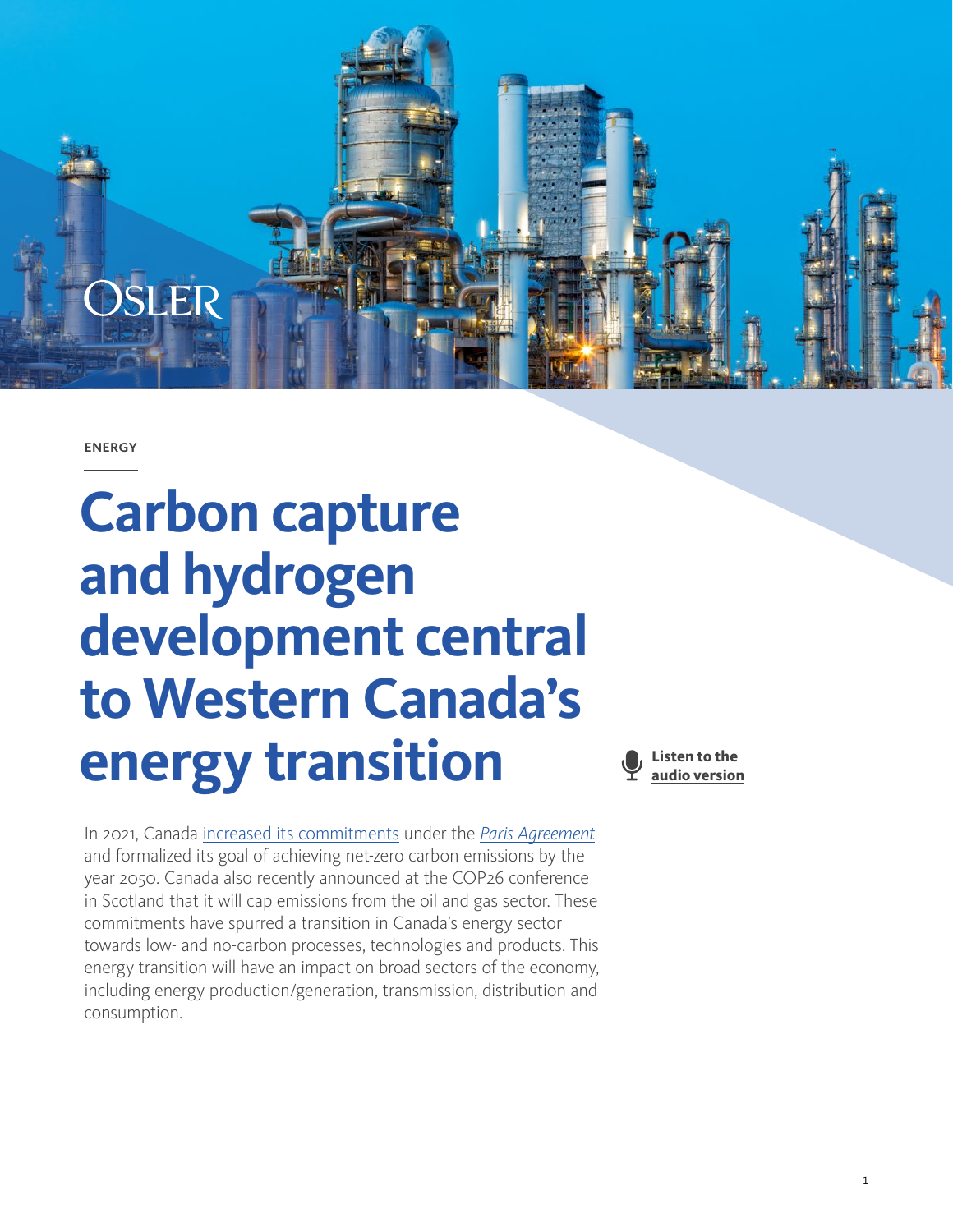OSLER

ENERGY

# Carbon capture and hydrogen development central to Western Canada's energy transition

Listen to the audio version

In 2021, Canada increased its commitments under the *Paris Agreement* and formalized its goal of achieving net-zero carbon emissions by the year 2050. Canada also recently announced at the COP26 conference in Scotland that it will cap emissions from the oil and gas sector. These commitments have spurred a transition in Canada's energy sector towards low- and no-carbon processes, technologies and products. This energy transition will have an impact on broad sectors of the economy, including energy production/generation, transmission, distribution and consumption.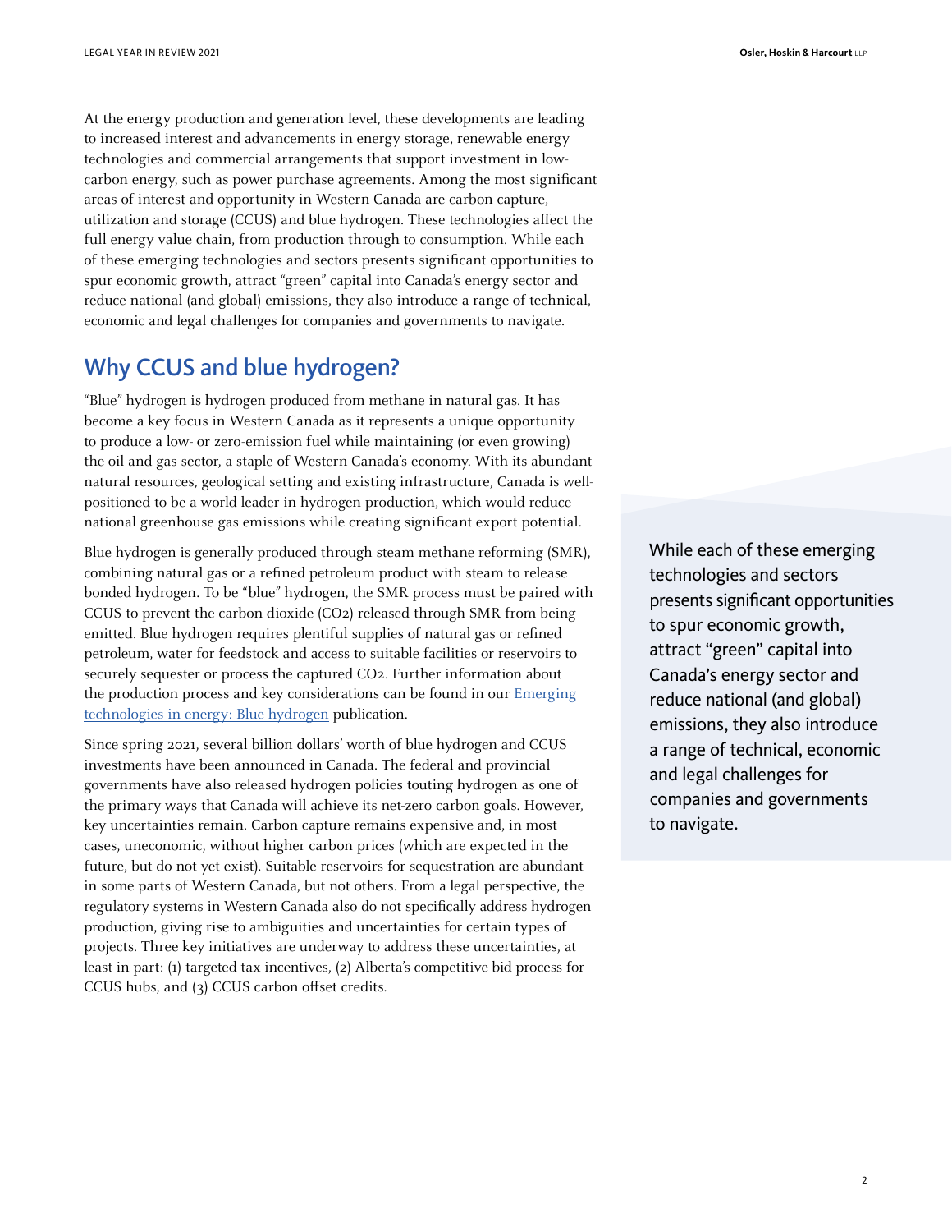At the energy production and generation level, these developments are leading to increased interest and advancements in energy storage, renewable energy technologies and commercial arrangements that support investment in low-carbon energy, such as power purchase agreements. Among the most significant areas of interest and opportunity in Western Canada are carbon capture, utilization and storage (CCUS) and blue hydrogen. These technologies affect the full energy value chain, from production through to consumption. While each of these emerging technologies and sectors presents significant opportunities to spur economic growth, attract "green" capital into Canada's energy sector and reduce national (and global) emissions, they also introduce a range of technical, economic and legal challenges for companies and governments to navigate.

## Why CCUS and blue hydrogen?

"Blue" hydrogen is hydrogen produced from methane in natural gas. It has become a key focus in Western Canada as it represents a unique opportunity to produce a low- or zero-emission fuel while maintaining (or even growing) the oil and gas sector, a staple of Western Canada's economy. With its abundant natural resources, geological setting and existing infrastructure, Canada is well-positioned to be a world leader in hydrogen production, which would reduce national greenhouse gas emissions while creating significant export potential.

Blue hydrogen is generally produced through steam methane reforming (SMR), combining natural gas or a refined petroleum product with steam to release bonded hydrogen. To be "blue" hydrogen, the SMR process must be paired with CCUS to prevent the carbon dioxide ($CO_2$) released through SMR from being emitted. Blue hydrogen requires plentiful supplies of natural gas or refined petroleum, water for feedstock and access to suitable facilities or reservoirs to securely sequester or process the captured $CO_2$. Further information about the production process and key considerations can be found in our [Emerging technologies in energy: Blue hydrogen] publication.

Since spring 2021, several billion dollars' worth of blue hydrogen and CCUS investments have been announced in Canada. The federal and provincial governments have also released hydrogen policies touting hydrogen as one of the primary ways that Canada will achieve its net-zero carbon goals. However, key uncertainties remain. Carbon capture remains expensive and, in most cases, uneconomic, without higher carbon prices (which are expected in the future, but do not yet exist). Suitable reservoirs for sequestration are abundant in some parts of Western Canada, but not others. From a legal perspective, the regulatory systems in Western Canada also do not specifically address hydrogen production, giving rise to ambiguities and uncertainties for certain types of projects. Three key initiatives are underway to address these uncertainties, at least in part: (1) targeted tax incentives, (2) Alberta's competitive bid process for CCUS hubs, and (3) CCUS carbon offset credits.

> While each of these emerging technologies and sectors presents significant opportunities to spur economic growth, attract "green" capital into Canada's energy sector and reduce national (and global) emissions, they also introduce a range of technical, economic and legal challenges for companies and governments to navigate.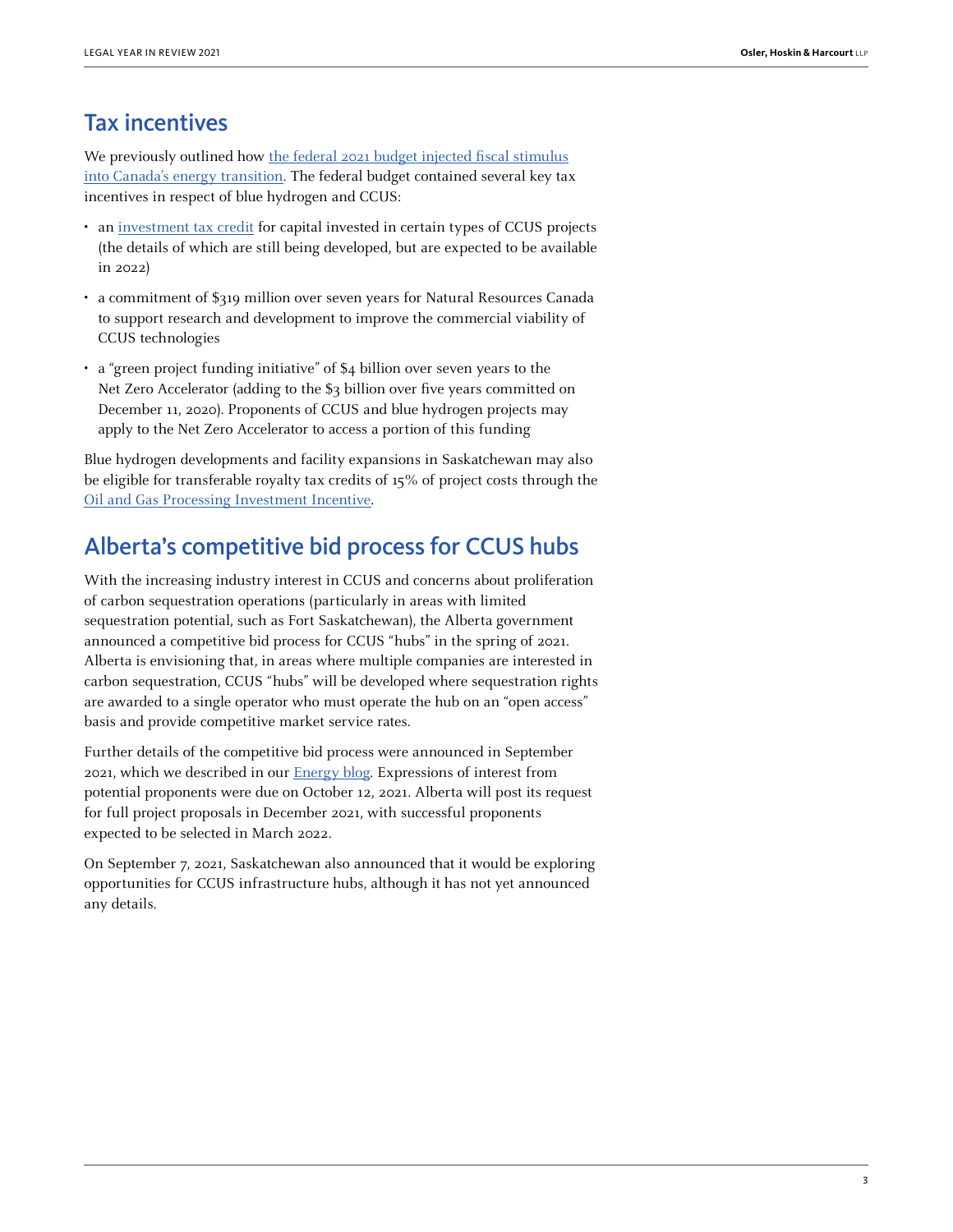## Tax incentives

We previously outlined how [the federal 2021 budget injected fiscal stimulus into Canada's energy transition](). The federal budget contained several key tax incentives in respect of blue hydrogen and CCUS:

- an [investment tax credit]() for capital invested in certain types of CCUS projects (the details of which are still being developed, but are expected to be available in 2022)
- a commitment of $319 million over seven years for Natural Resources Canada to support research and development to improve the commercial viability of CCUS technologies
- a "green project funding initiative" of $4 billion over seven years to the Net Zero Accelerator (adding to the $3 billion over five years committed on December 11, 2020). Proponents of CCUS and blue hydrogen projects may apply to the Net Zero Accelerator to access a portion of this funding

Blue hydrogen developments and facility expansions in Saskatchewan may also be eligible for transferable royalty tax credits of 15% of project costs through the [Oil and Gas Processing Investment Incentive]().

## Alberta's competitive bid process for CCUS hubs

With the increasing industry interest in CCUS and concerns about proliferation of carbon sequestration operations (particularly in areas with limited sequestration potential, such as Fort Saskatchewan), the Alberta government announced a competitive bid process for CCUS "hubs" in the spring of 2021. Alberta is envisioning that, in areas where multiple companies are interested in carbon sequestration, CCUS "hubs" will be developed where sequestration rights are awarded to a single operator who must operate the hub on an "open access" basis and provide competitive market service rates.

Further details of the competitive bid process were announced in September 2021, which we described in our [Energy blog](). Expressions of interest from potential proponents were due on October 12, 2021. Alberta will post its request for full project proposals in December 2021, with successful proponents expected to be selected in March 2022.

On September 7, 2021, Saskatchewan also announced that it would be exploring opportunities for CCUS infrastructure hubs, although it has not yet announced any details.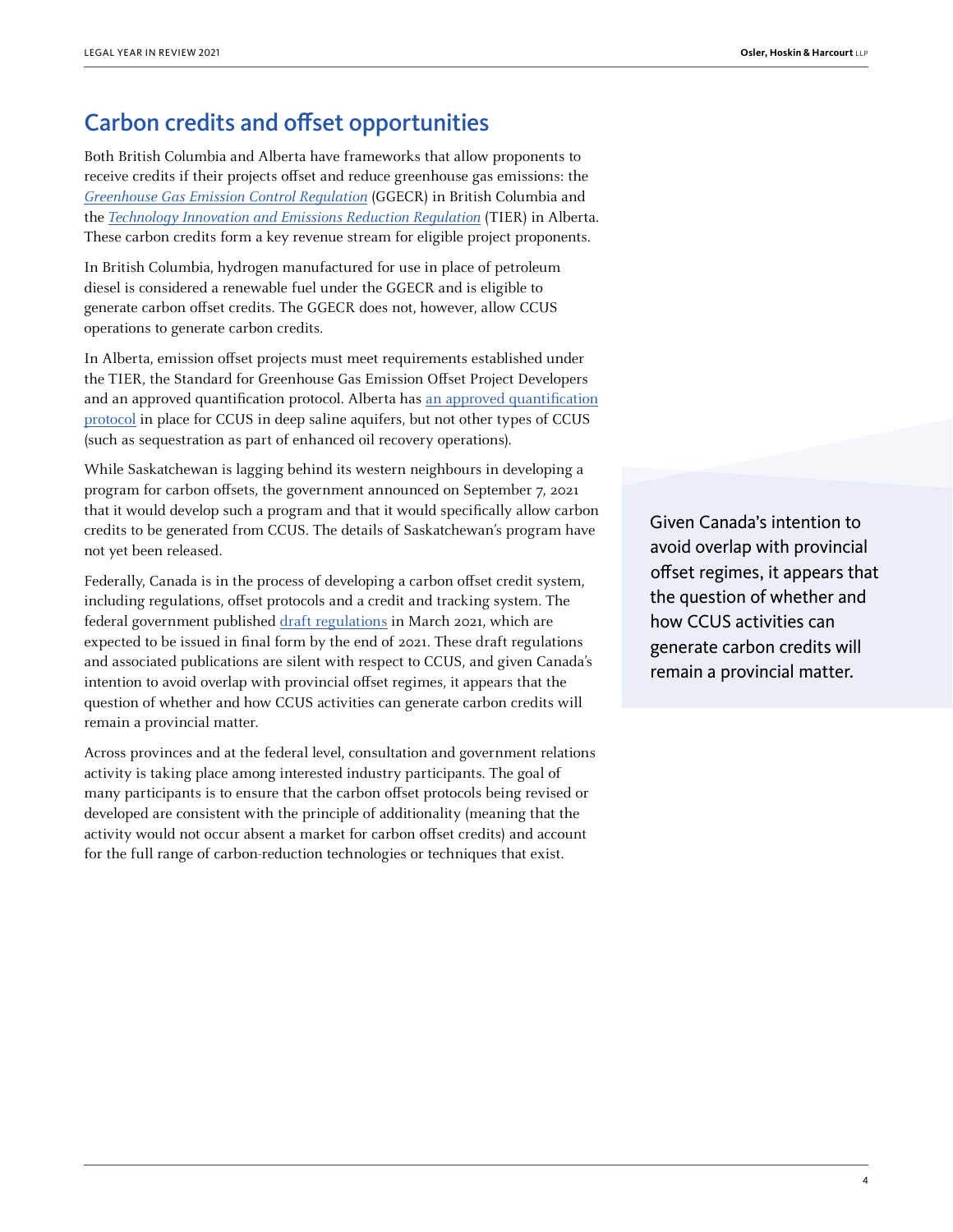## Carbon credits and offset opportunities

Both British Columbia and Alberta have frameworks that allow proponents to receive credits if their projects offset and reduce greenhouse gas emissions: the *Greenhouse Gas Emission Control Regulation* (GGECR) in British Columbia and the *Technology Innovation and Emissions Reduction Regulation* (TIER) in Alberta. These carbon credits form a key revenue stream for eligible project proponents.

In British Columbia, hydrogen manufactured for use in place of petroleum diesel is considered a renewable fuel under the GGECR and is eligible to generate carbon offset credits. The GGECR does not, however, allow CCUS operations to generate carbon credits.

In Alberta, emission offset projects must meet requirements established under the TIER, the Standard for Greenhouse Gas Emission Offset Project Developers and an approved quantification protocol. Alberta has an approved quantification protocol in place for CCUS in deep saline aquifers, but not other types of CCUS (such as sequestration as part of enhanced oil recovery operations).

While Saskatchewan is lagging behind its western neighbours in developing a program for carbon offsets, the government announced on September 7, 2021 that it would develop such a program and that it would specifically allow carbon credits to be generated from CCUS. The details of Saskatchewan's program have not yet been released.

Federally, Canada is in the process of developing a carbon offset credit system, including regulations, offset protocols and a credit and tracking system. The federal government published draft regulations in March 2021, which are expected to be issued in final form by the end of 2021. These draft regulations and associated publications are silent with respect to CCUS, and given Canada's intention to avoid overlap with provincial offset regimes, it appears that the question of whether and how CCUS activities can generate carbon credits will remain a provincial matter.

Across provinces and at the federal level, consultation and government relations activity is taking place among interested industry participants. The goal of many participants is to ensure that the carbon offset protocols being revised or developed are consistent with the principle of additionality (meaning that the activity would not occur absent a market for carbon offset credits) and account for the full range of carbon-reduction technologies or techniques that exist.

> Given Canada's intention to avoid overlap with provincial offset regimes, it appears that the question of whether and how CCUS activities can generate carbon credits will remain a provincial matter.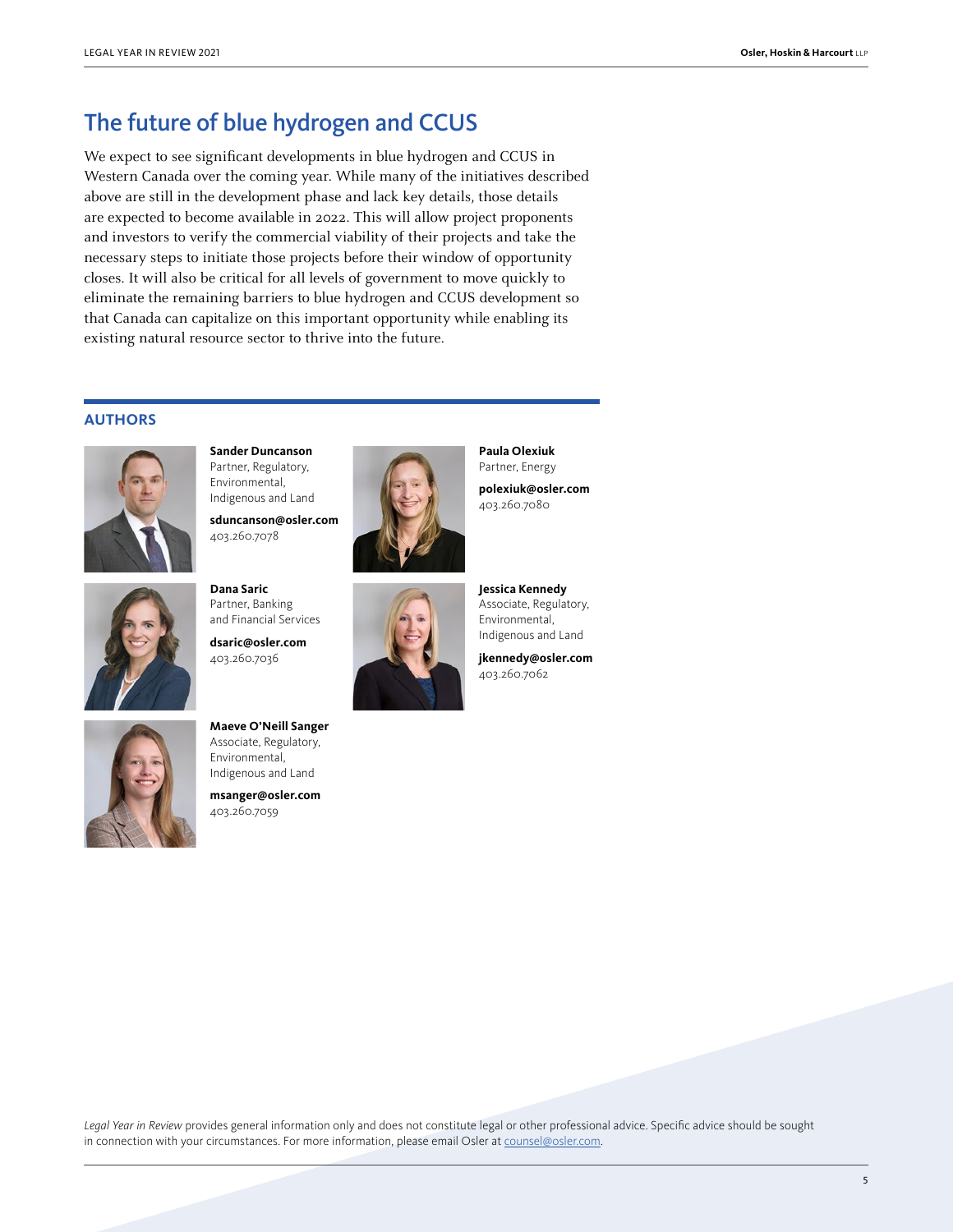## The future of blue hydrogen and CCUS

We expect to see significant developments in blue hydrogen and CCUS in Western Canada over the coming year. While many of the initiatives described above are still in the development phase and lack key details, those details are expected to become available in 2022. This will allow project proponents and investors to verify the commercial viability of their projects and take the necessary steps to initiate those projects before their window of opportunity closes. It will also be critical for all levels of government to move quickly to eliminate the remaining barriers to blue hydrogen and CCUS development so that Canada can capitalize on this important opportunity while enabling its existing natural resource sector to thrive into the future.

### AUTHORS

**Sander Duncanson**
Partner, Regulatory, Environmental, Indigenous and Land
**sduncanson@osler.com**
403.260.7078

**Paula Olexiuk**
Partner, Energy
**polexiuk@osler.com**
403.260.7080

**Dana Saric**
Partner, Banking and Financial Services
**dsaric@osler.com**
403.260.7036

**Jessica Kennedy**
Associate, Regulatory, Environmental, Indigenous and Land
**jkennedy@osler.com**
403.260.7062

**Maeve O'Neill Sanger**
Associate, Regulatory, Environmental, Indigenous and Land
**msanger@osler.com**
403.260.7059

*Legal Year in Review* provides general information only and does not constitute legal or other professional advice. Specific advice should be sought in connection with your circumstances. For more information, please email Osler at counsel@osler.com.